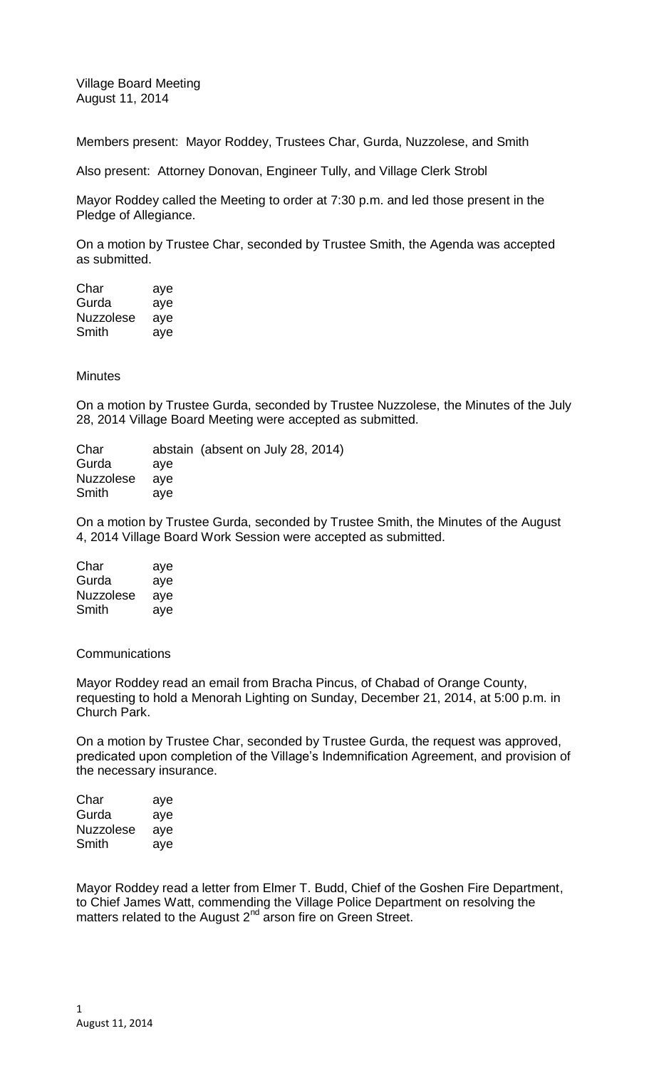Village Board Meeting
August 11, 2014

Members present: Mayor Roddey, Trustees Char, Gurda, Nuzzolese, and Smith

Also present: Attorney Donovan, Engineer Tully, and Village Clerk Strobl

Mayor Roddey called the Meeting to order at 7:30 p.m. and led those present in the Pledge of Allegiance.

On a motion by Trustee Char, seconded by Trustee Smith, the Agenda was accepted as submitted.

| | |
|---|---|
| Char | aye |
| Gurda | aye |
| Nuzzolese | aye |
| Smith | aye |

Minutes

On a motion by Trustee Gurda, seconded by Trustee Nuzzolese, the Minutes of the July 28, 2014 Village Board Meeting were accepted as submitted.

| | |
|---|---|
| Char | abstain (absent on July 28, 2014) |
| Gurda | aye |
| Nuzzolese | aye |
| Smith | aye |

On a motion by Trustee Gurda, seconded by Trustee Smith, the Minutes of the August 4, 2014 Village Board Work Session were accepted as submitted.

| | |
|---|---|
| Char | aye |
| Gurda | aye |
| Nuzzolese | aye |
| Smith | aye |

Communications

Mayor Roddey read an email from Bracha Pincus, of Chabad of Orange County, requesting to hold a Menorah Lighting on Sunday, December 21, 2014, at 5:00 p.m. in Church Park.

On a motion by Trustee Char, seconded by Trustee Gurda, the request was approved, predicated upon completion of the Village's Indemnification Agreement, and provision of the necessary insurance.

| | |
|---|---|
| Char | aye |
| Gurda | aye |
| Nuzzolese | aye |
| Smith | aye |

Mayor Roddey read a letter from Elmer T. Budd, Chief of the Goshen Fire Department, to Chief James Watt, commending the Village Police Department on resolving the matters related to the August 2nd arson fire on Green Street.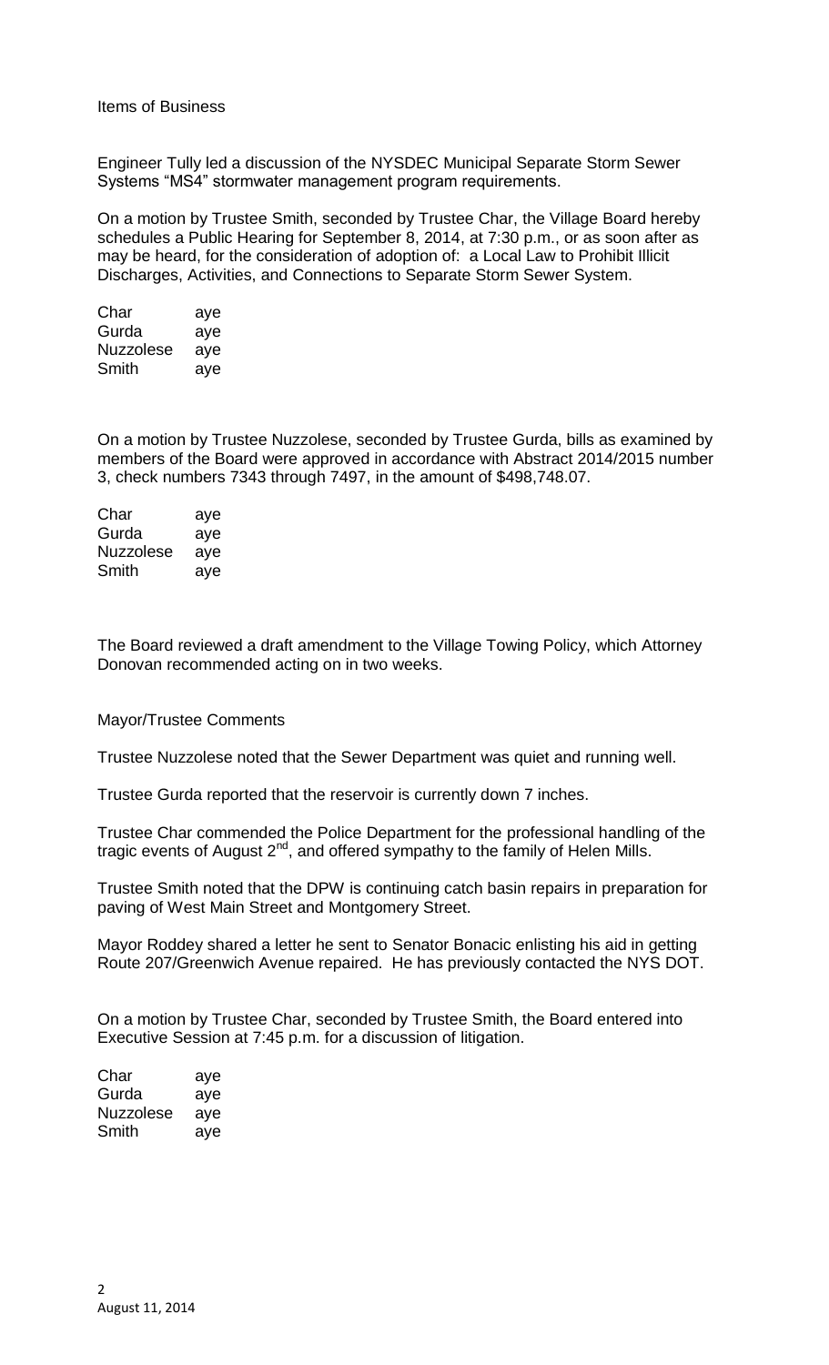Items of Business

Engineer Tully led a discussion of the NYSDEC Municipal Separate Storm Sewer Systems "MS4" stormwater management program requirements.

On a motion by Trustee Smith, seconded by Trustee Char, the Village Board hereby schedules a Public Hearing for September 8, 2014, at 7:30 p.m., or as soon after as may be heard, for the consideration of adoption of: a Local Law to Prohibit Illicit Discharges, Activities, and Connections to Separate Storm Sewer System.

| | |
|---|---|
| Char | aye |
| Gurda | aye |
| Nuzzolese | aye |
| Smith | aye |

On a motion by Trustee Nuzzolese, seconded by Trustee Gurda, bills as examined by members of the Board were approved in accordance with Abstract 2014/2015 number 3, check numbers 7343 through 7497, in the amount of $498,748.07.

| | |
|---|---|
| Char | aye |
| Gurda | aye |
| Nuzzolese | aye |
| Smith | aye |

The Board reviewed a draft amendment to the Village Towing Policy, which Attorney Donovan recommended acting on in two weeks.

Mayor/Trustee Comments

Trustee Nuzzolese noted that the Sewer Department was quiet and running well.

Trustee Gurda reported that the reservoir is currently down 7 inches.

Trustee Char commended the Police Department for the professional handling of the tragic events of August 2nd, and offered sympathy to the family of Helen Mills.

Trustee Smith noted that the DPW is continuing catch basin repairs in preparation for paving of West Main Street and Montgomery Street.

Mayor Roddey shared a letter he sent to Senator Bonacic enlisting his aid in getting Route 207/Greenwich Avenue repaired. He has previously contacted the NYS DOT.

On a motion by Trustee Char, seconded by Trustee Smith, the Board entered into Executive Session at 7:45 p.m. for a discussion of litigation.

| | |
|---|---|
| Char | aye |
| Gurda | aye |
| Nuzzolese | aye |
| Smith | aye |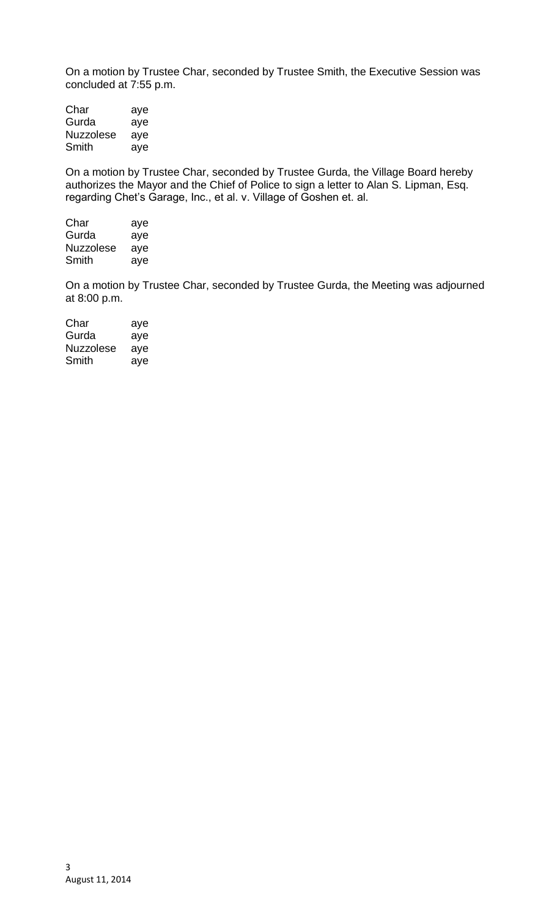On a motion by Trustee Char, seconded by Trustee Smith, the Executive Session was concluded at 7:55 p.m.

| | |
|---|---|
| Char | aye |
| Gurda | aye |
| Nuzzolese | aye |
| Smith | aye |

On a motion by Trustee Char, seconded by Trustee Gurda, the Village Board hereby authorizes the Mayor and the Chief of Police to sign a letter to Alan S. Lipman, Esq. regarding Chet's Garage, Inc., et al. v. Village of Goshen et. al.

| | |
|---|---|
| Char | aye |
| Gurda | aye |
| Nuzzolese | aye |
| Smith | aye |

On a motion by Trustee Char, seconded by Trustee Gurda, the Meeting was adjourned at 8:00 p.m.

| | |
|---|---|
| Char | aye |
| Gurda | aye |
| Nuzzolese | aye |
| Smith | aye |